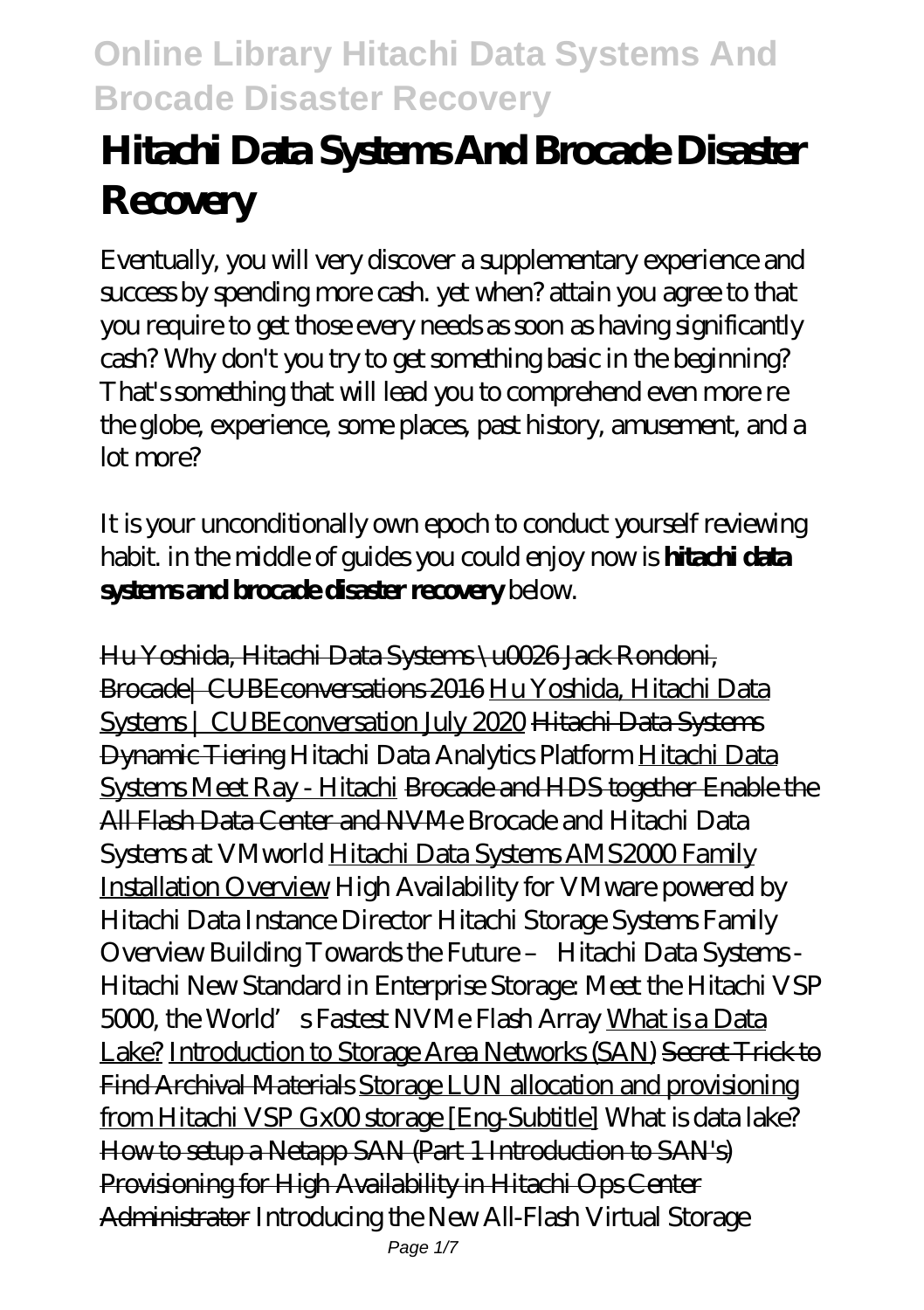# Hitachi Data Systems And Brocade Disaster Recovery

Eventually, you will very discover a supplementary experience and success by spending more cash. yet when? attain you agree to that you require to get those every needs as soon as having significantly cash? Why don't you try to get something basic in the beginning? That's something that will lead you to comprehend even more re the globe, experience, some places, past history, amusement, and a lot more?

It is your unconditionally own epoch to conduct yourself reviewing habit. in the middle of guides you could enjoy now is **hitachi data systems and brocade disaster recovery** below.

Hu Yoshida, Hitachi Data Systems \u0026 Jack Rondoni, Brocade| CUBEconversations 2016 Hu Yoshida, Hitachi Data Systems | CUBEconversation July 2020 Hitachi Data Systems Dynamic Tiering *Hitachi Data Analytics Platform* Hitachi Data Systems Meet Ray - Hitachi Brocade and HDS together Enable the All Flash Data Center and NVMe *Brocade and Hitachi Data Systems at VMworld* Hitachi Data Systems AMS2000 Family Installation Overview *High Availability for VMware powered by Hitachi Data Instance Director* *Hitachi Storage Systems Family Overview* *Building Towards the Future – Hitachi Data Systems - Hitachi* *New Standard in Enterprise Storage: Meet the Hitachi VSP 5000, the World's Fastest NVMe Flash Array* What is a Data Lake? Introduction to Storage Area Networks (SAN) Secret Trick to Find Archival Materials Storage LUN allocation and provisioning from Hitachi VSP Gx00 storage [Eng-Subtitle] *What is data lake?* How to setup a Netapp SAN (Part 1 Introduction to SAN's) Provisioning for High Availability in Hitachi Ops Center Administrator *Introducing the New All-Flash Virtual Storage*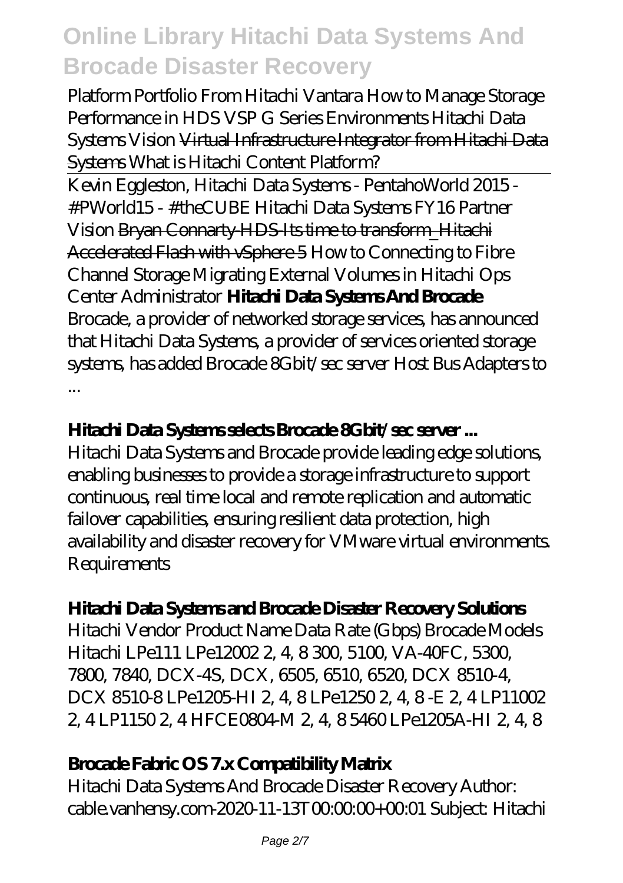*Platform Portfolio From Hitachi Vantara How to Manage Storage Performance in HDS VSP G Series Environments Hitachi Data Systems Vision* ~~Virtual Infrastructure Integrator from Hitachi Data Systems~~ *What is Hitachi Content Platform?*

---

*Kevin Eggleston, Hitachi Data Systems - PentahoWorld 2015 - #PWorld15 - #theCUBE Hitachi Data Systems FY16 Partner Vision* ~~Bryan Connarty-HDS-Its time to transform_Hitachi Accelerated Flash with vSphere 5~~ *How to Connecting to Fibre Channel Storage Migrating External Volumes in Hitachi Ops Center Administrator* **Hitachi Data Systems And Brocade**

Brocade, a provider of networked storage services, has announced that Hitachi Data Systems, a provider of services oriented storage systems, has added Brocade 8Gbit/sec server Host Bus Adapters to ...

### Hitachi Data Systems selects Brocade 8Gbit/sec server ...

Hitachi Data Systems and Brocade provide leading edge solutions, enabling businesses to provide a storage infrastructure to support continuous, real time local and remote replication and automatic failover capabilities, ensuring resilient data protection, high availability and disaster recovery for VMware virtual environments. Requirements

### Hitachi Data Systems and Brocade Disaster Recovery Solutions

Hitachi Vendor Product Name Data Rate (Gbps) Brocade Models Hitachi LPe111 LPe12002 2, 4, 8 300, 5100, VA-40FC, 5300, 7800, 7840, DCX-4S, DCX, 6505, 6510, 6520, DCX 8510-4, DCX 8510-8 LPe1205-HI 2, 4, 8 LPe1250 2, 4, 8 -E 2, 4 LP11002 2, 4 LP1150 2, 4 HFCE0804-M 2, 4, 8 5460 LPe1205A-HI 2, 4, 8

### Brocade Fabric OS 7.x Compatibility Matrix

Hitachi Data Systems And Brocade Disaster Recovery Author: cable.vanhensy.com-2020-11-13T00:00:00+00:01 Subject: Hitachi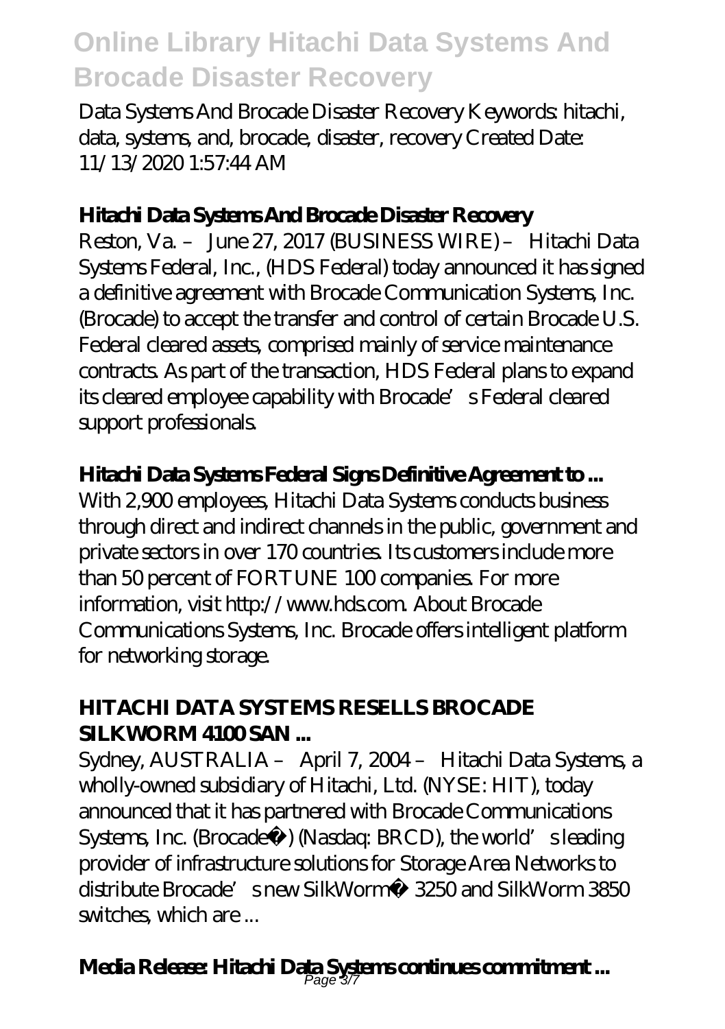Data Systems And Brocade Disaster Recovery Keywords: hitachi, data, systems, and, brocade, disaster, recovery Created Date: 11/13/2020 1:57:44 AM

### Hitachi Data Systems And Brocade Disaster Recovery

Reston, Va. – June 27, 2017 (BUSINESS WIRE) – Hitachi Data Systems Federal, Inc., (HDS Federal) today announced it has signed a definitive agreement with Brocade Communication Systems, Inc. (Brocade) to accept the transfer and control of certain Brocade U.S. Federal cleared assets, comprised mainly of service maintenance contracts. As part of the transaction, HDS Federal plans to expand its cleared employee capability with Brocade's Federal cleared support professionals.

### Hitachi Data Systems Federal Signs Definitive Agreement to ...

With 2,900 employees, Hitachi Data Systems conducts business through direct and indirect channels in the public, government and private sectors in over 170 countries. Its customers include more than 50 percent of FORTUNE 100 companies. For more information, visit http://www.hds.com. About Brocade Communications Systems, Inc. Brocade offers intelligent platform for networking storage.

### HITACHI DATA SYSTEMS RESELLS BROCADE SILKWORM 4100 SAN ...

Sydney, AUSTRALIA – April 7, 2004 – Hitachi Data Systems, a wholly-owned subsidiary of Hitachi, Ltd. (NYSE: HIT), today announced that it has partnered with Brocade Communications Systems, Inc. (Brocade®) (Nasdaq: BRCD), the world's leading provider of infrastructure solutions for Storage Area Networks to distribute Brocade's new SilkWorm® 3250 and SilkWorm 3850 switches, which are ...

### Media Release: Hitachi Data Systems continues commitment ...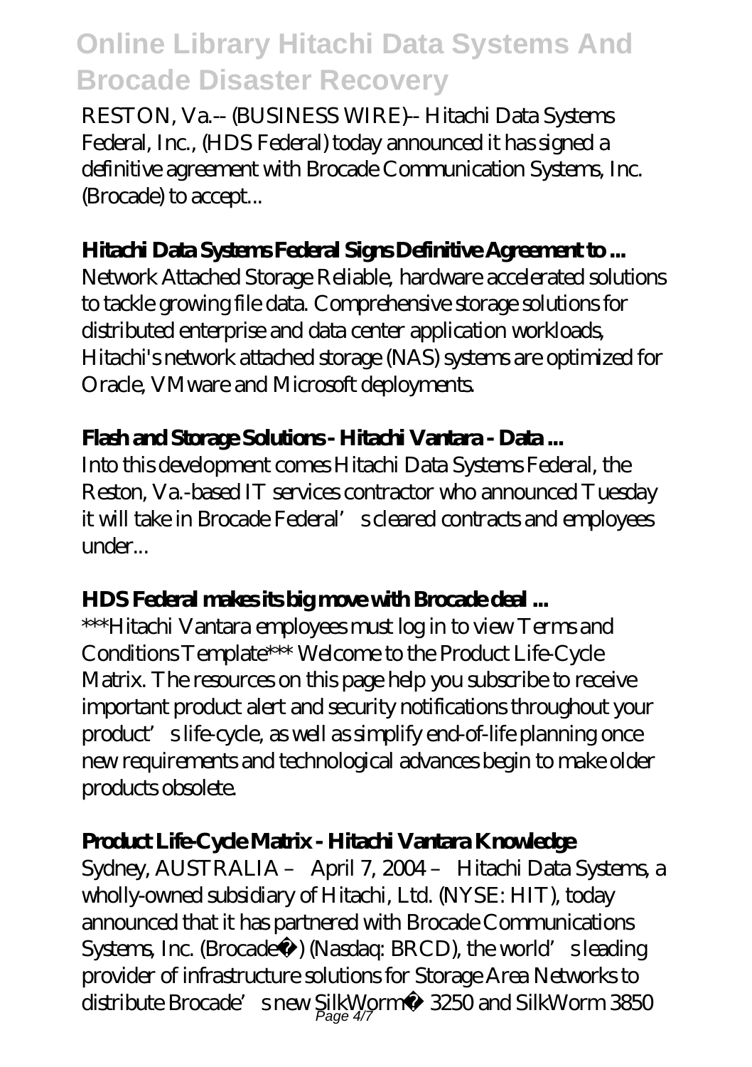RESTON, Va.-- (BUSINESS WIRE)-- Hitachi Data Systems Federal, Inc., (HDS Federal) today announced it has signed a definitive agreement with Brocade Communication Systems, Inc. (Brocade) to accept...

**Hitachi Data Systems Federal Signs Definitive Agreement to ...**

Network Attached Storage Reliable, hardware accelerated solutions to tackle growing file data. Comprehensive storage solutions for distributed enterprise and data center application workloads, Hitachi's network attached storage (NAS) systems are optimized for Oracle, VMware and Microsoft deployments.

**Flash and Storage Solutions - Hitachi Vantara - Data ...**

Into this development comes Hitachi Data Systems Federal, the Reston, Va.-based IT services contractor who announced Tuesday it will take in Brocade Federal's cleared contracts and employees under...

**HDS Federal makes its big move with Brocade deal ...**

***Hitachi Vantara employees must log in to view Terms and Conditions Template*** Welcome to the Product Life-Cycle Matrix. The resources on this page help you subscribe to receive important product alert and security notifications throughout your product's life-cycle, as well as simplify end-of-life planning once new requirements and technological advances begin to make older products obsolete.

**Product Life-Cycle Matrix - Hitachi Vantara Knowledge**

Sydney, AUSTRALIA – April 7, 2004 – Hitachi Data Systems, a wholly-owned subsidiary of Hitachi, Ltd. (NYSE: HIT), today announced that it has partnered with Brocade Communications Systems, Inc. (Brocade®) (Nasdaq: BRCD), the world's leading provider of infrastructure solutions for Storage Area Networks to distribute Brocade's new SilkWorm® 3250 and SilkWorm 3850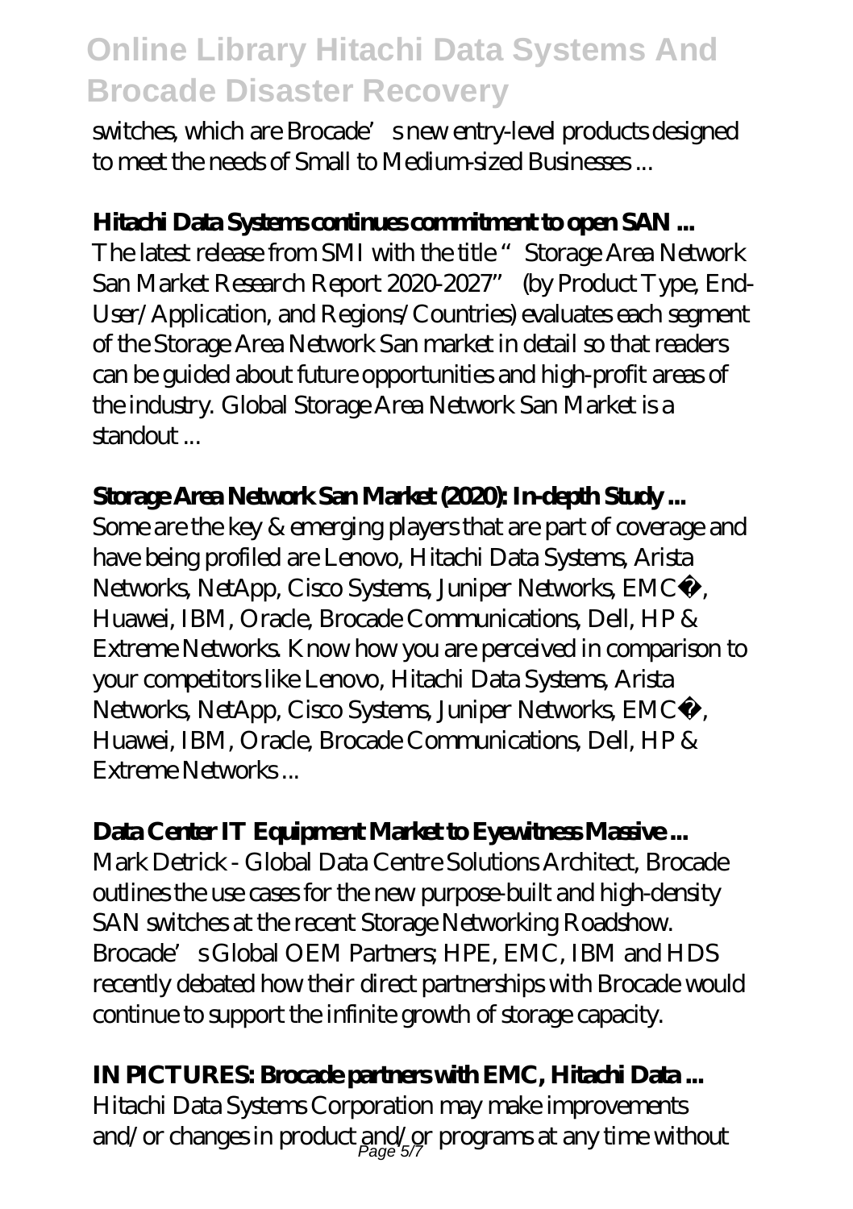switches, which are Brocade's new entry-level products designed to meet the needs of Small to Medium-sized Businesses ...

### Hitachi Data Systems continues commitment to open SAN ...

The latest release from SMI with the title "Storage Area Network San Market Research Report 2020-2027" (by Product Type, End-User/Application, and Regions/Countries) evaluates each segment of the Storage Area Network San market in detail so that readers can be guided about future opportunities and high-profit areas of the industry. Global Storage Area Network San Market is a standout ...

### Storage Area Network San Market (2020): In-depth Study ...

Some are the key & emerging players that are part of coverage and have being profiled are Lenovo, Hitachi Data Systems, Arista Networks, NetApp, Cisco Systems, Juniper Networks, EMC², Huawei, IBM, Oracle, Brocade Communications, Dell, HP & Extreme Networks. Know how you are perceived in comparison to your competitors like Lenovo, Hitachi Data Systems, Arista Networks, NetApp, Cisco Systems, Juniper Networks, EMC², Huawei, IBM, Oracle, Brocade Communications, Dell, HP & Extreme Networks ...

### Data Center IT Equipment Market to Eyewitness Massive ...

Mark Detrick - Global Data Centre Solutions Architect, Brocade outlines the use cases for the new purpose-built and high-density SAN switches at the recent Storage Networking Roadshow. Brocade's Global OEM Partners; HPE, EMC, IBM and HDS recently debated how their direct partnerships with Brocade would continue to support the infinite growth of storage capacity.

### IN PICTURES: Brocade partners with EMC, Hitachi Data ...

Hitachi Data Systems Corporation may make improvements and/or changes in product and/or programs at any time without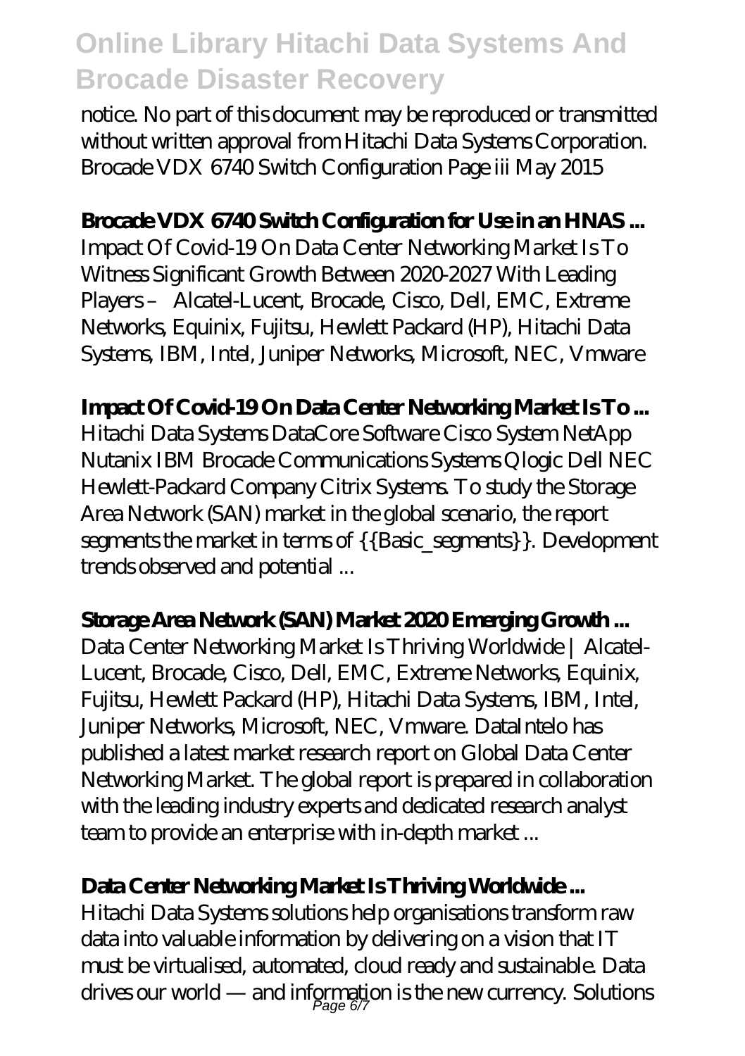notice. No part of this document may be reproduced or transmitted without written approval from Hitachi Data Systems Corporation. Brocade VDX 6740 Switch Configuration Page iii May 2015

**Brocade VDX 6740 Switch Configuration for Use in an HNAS ...**

Impact Of Covid-19 On Data Center Networking Market Is To Witness Significant Growth Between 2020-2027 With Leading Players – Alcatel-Lucent, Brocade, Cisco, Dell, EMC, Extreme Networks, Equinix, Fujitsu, Hewlett Packard (HP), Hitachi Data Systems, IBM, Intel, Juniper Networks, Microsoft, NEC, Vmware

**Impact Of Covid-19 On Data Center Networking Market Is To ...**

Hitachi Data Systems DataCore Software Cisco System NetApp Nutanix IBM Brocade Communications Systems Qlogic Dell NEC Hewlett-Packard Company Citrix Systems. To study the Storage Area Network (SAN) market in the global scenario, the report segments the market in terms of {{Basic_segments}}. Development trends observed and potential ...

**Storage Area Network (SAN) Market 2020 Emerging Growth ...**

Data Center Networking Market Is Thriving Worldwide | Alcatel-Lucent, Brocade, Cisco, Dell, EMC, Extreme Networks, Equinix, Fujitsu, Hewlett Packard (HP), Hitachi Data Systems, IBM, Intel, Juniper Networks, Microsoft, NEC, Vmware. DataIntelo has published a latest market research report on Global Data Center Networking Market. The global report is prepared in collaboration with the leading industry experts and dedicated research analyst team to provide an enterprise with in-depth market ...

**Data Center Networking Market Is Thriving Worldwide ...**

Hitachi Data Systems solutions help organisations transform raw data into valuable information by delivering on a vision that IT must be virtualised, automated, cloud ready and sustainable. Data drives our world — and information is the new currency. Solutions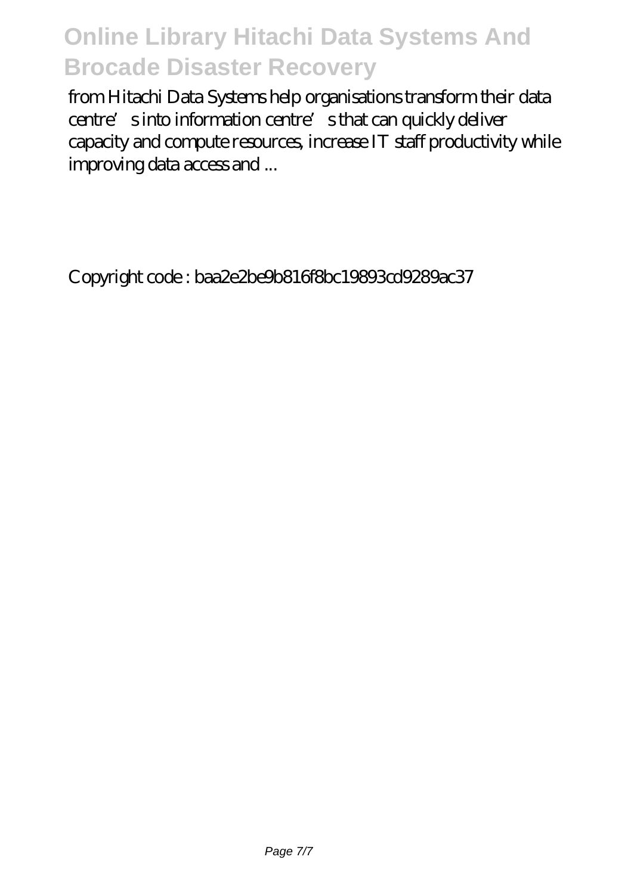from Hitachi Data Systems help organisations transform their data centre's into information centre's that can quickly deliver capacity and compute resources, increase IT staff productivity while improving data access and ...

Copyright code : baa2e2be9b816f8bc19893cd9289ac37